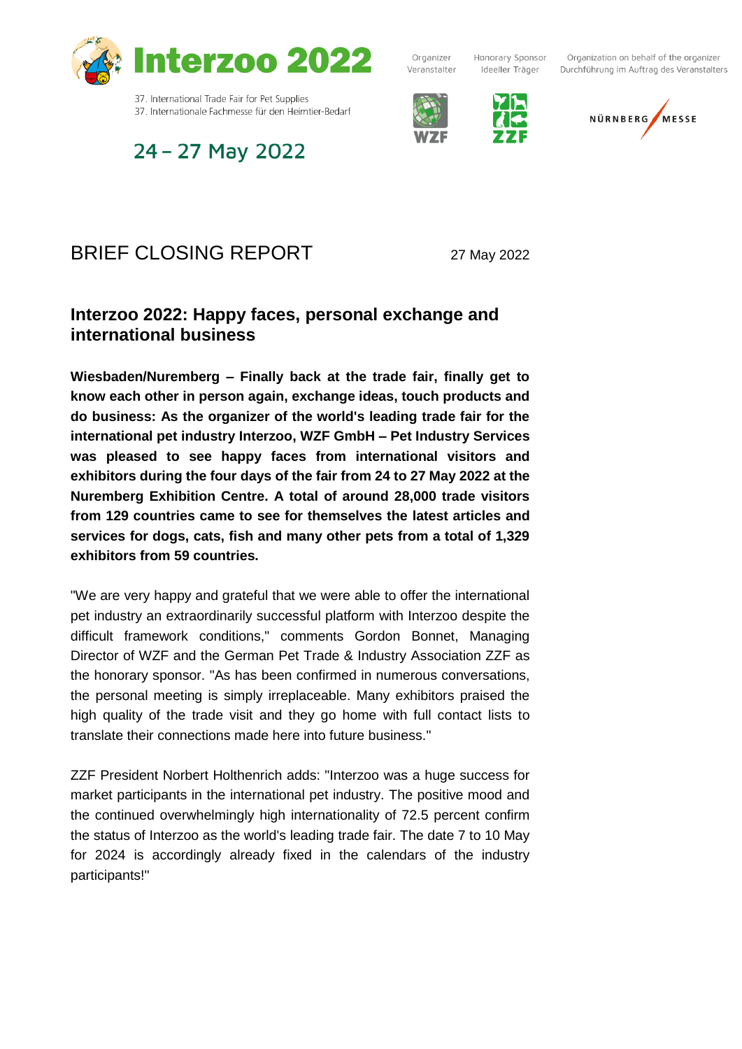# Interzoo 2022

37. International Trade Fair for Pet Supplies
37. Internationale Fachmesse für den Heimtier-Bedarf

24 – 27 May 2022

Organizer
Veranstalter

Honorary Sponsor
Ideeller Träger

Organization on behalf of the organizer
Durchführung im Auftrag des Veranstalters

WZF ZZF NÜRNBERG MESSE

## BRIEF CLOSING REPORT

27 May 2022

### Interzoo 2022: Happy faces, personal exchange and international business

**Wiesbaden/Nuremberg – Finally back at the trade fair, finally get to know each other in person again, exchange ideas, touch products and do business: As the organizer of the world's leading trade fair for the international pet industry Interzoo, WZF GmbH – Pet Industry Services was pleased to see happy faces from international visitors and exhibitors during the four days of the fair from 24 to 27 May 2022 at the Nuremberg Exhibition Centre. A total of around 28,000 trade visitors from 129 countries came to see for themselves the latest articles and services for dogs, cats, fish and many other pets from a total of 1,329 exhibitors from 59 countries.**

"We are very happy and grateful that we were able to offer the international pet industry an extraordinarily successful platform with Interzoo despite the difficult framework conditions," comments Gordon Bonnet, Managing Director of WZF and the German Pet Trade & Industry Association ZZF as the honorary sponsor. "As has been confirmed in numerous conversations, the personal meeting is simply irreplaceable. Many exhibitors praised the high quality of the trade visit and they go home with full contact lists to translate their connections made here into future business."

ZZF President Norbert Holthenrich adds: "Interzoo was a huge success for market participants in the international pet industry. The positive mood and the continued overwhelmingly high internationality of 72.5 percent confirm the status of Interzoo as the world's leading trade fair. The date 7 to 10 May for 2024 is accordingly already fixed in the calendars of the industry participants!"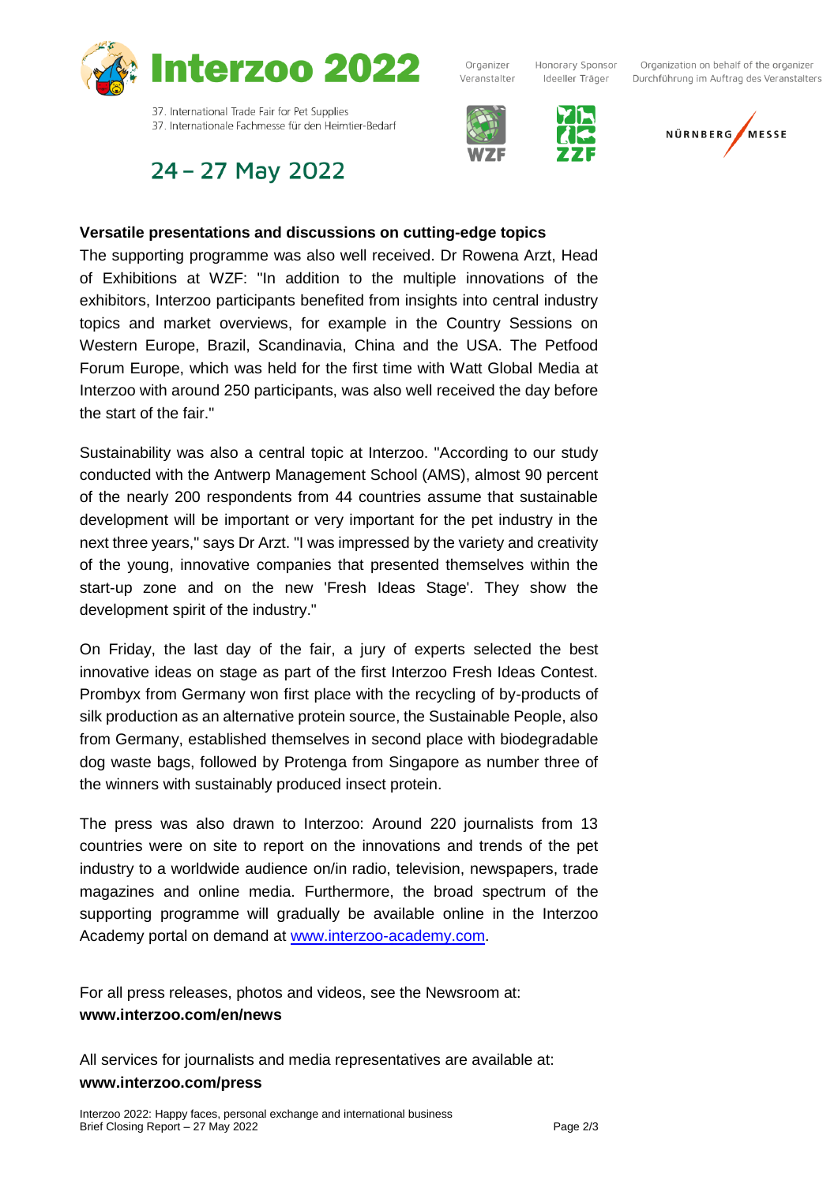**Versatile presentations and discussions on cutting-edge topics**

The supporting programme was also well received. Dr Rowena Arzt, Head of Exhibitions at WZF: "In addition to the multiple innovations of the exhibitors, Interzoo participants benefited from insights into central industry topics and market overviews, for example in the Country Sessions on Western Europe, Brazil, Scandinavia, China and the USA. The Petfood Forum Europe, which was held for the first time with Watt Global Media at Interzoo with around 250 participants, was also well received the day before the start of the fair."

Sustainability was also a central topic at Interzoo. "According to our study conducted with the Antwerp Management School (AMS), almost 90 percent of the nearly 200 respondents from 44 countries assume that sustainable development will be important or very important for the pet industry in the next three years," says Dr Arzt. "I was impressed by the variety and creativity of the young, innovative companies that presented themselves within the start-up zone and on the new 'Fresh Ideas Stage'. They show the development spirit of the industry."

On Friday, the last day of the fair, a jury of experts selected the best innovative ideas on stage as part of the first Interzoo Fresh Ideas Contest. Prombyx from Germany won first place with the recycling of by-products of silk production as an alternative protein source, the Sustainable People, also from Germany, established themselves in second place with biodegradable dog waste bags, followed by Protenga from Singapore as number three of the winners with sustainably produced insect protein.

The press was also drawn to Interzoo: Around 220 journalists from 13 countries were on site to report on the innovations and trends of the pet industry to a worldwide audience on/in radio, television, newspapers, trade magazines and online media. Furthermore, the broad spectrum of the supporting programme will gradually be available online in the Interzoo Academy portal on demand at [www.interzoo-academy.com](http://www.interzoo-academy.com).

For all press releases, photos and videos, see the Newsroom at:
**www.interzoo.com/en/news**

All services for journalists and media representatives are available at:
**www.interzoo.com/press**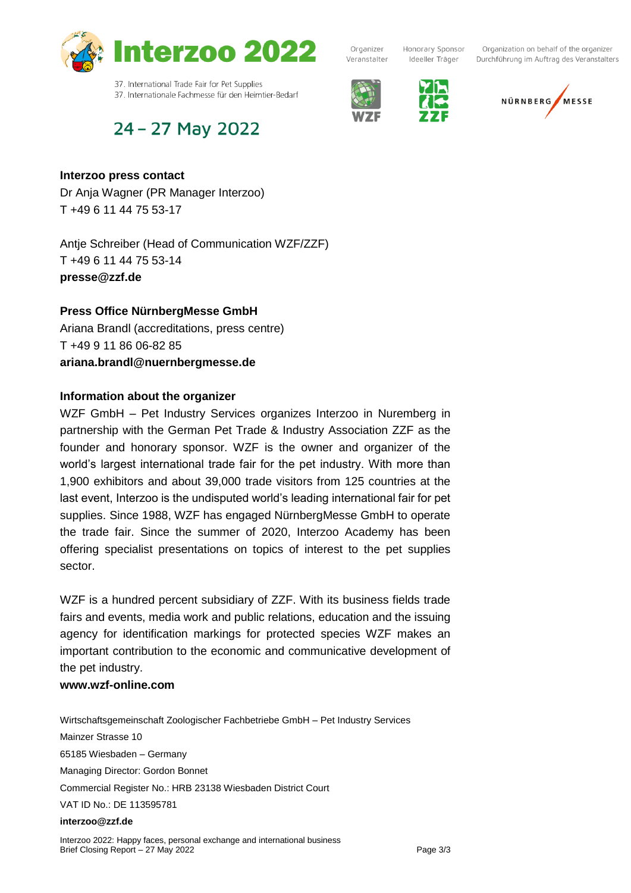**Interzoo press contact**
Dr Anja Wagner (PR Manager Interzoo)
T +49 6 11 44 75 53-17

Antje Schreiber (Head of Communication WZF/ZZF)
T +49 6 11 44 75 53-14
**presse@zzf.de**

**Press Office NürnbergMesse GmbH**
Ariana Brandl (accreditations, press centre)
T +49 9 11 86 06-82 85
**ariana.brandl@nuernbergmesse.de**

**Information about the organizer**

WZF GmbH – Pet Industry Services organizes Interzoo in Nuremberg in partnership with the German Pet Trade & Industry Association ZZF as the founder and honorary sponsor. WZF is the owner and organizer of the world's largest international trade fair for the pet industry. With more than 1,900 exhibitors and about 39,000 trade visitors from 125 countries at the last event, Interzoo is the undisputed world's leading international fair for pet supplies. Since 1988, WZF has engaged NürnbergMesse GmbH to operate the trade fair. Since the summer of 2020, Interzoo Academy has been offering specialist presentations on topics of interest to the pet supplies sector.

WZF is a hundred percent subsidiary of ZZF. With its business fields trade fairs and events, media work and public relations, education and the issuing agency for identification markings for protected species WZF makes an important contribution to the economic and communicative development of the pet industry.
**www.wzf-online.com**

Wirtschaftsgemeinschaft Zoologischer Fachbetriebe GmbH – Pet Industry Services
Mainzer Strasse 10
65185 Wiesbaden – Germany
Managing Director: Gordon Bonnet
Commercial Register No.: HRB 23138 Wiesbaden District Court
VAT ID No.: DE 113595781
**interzoo@zzf.de**